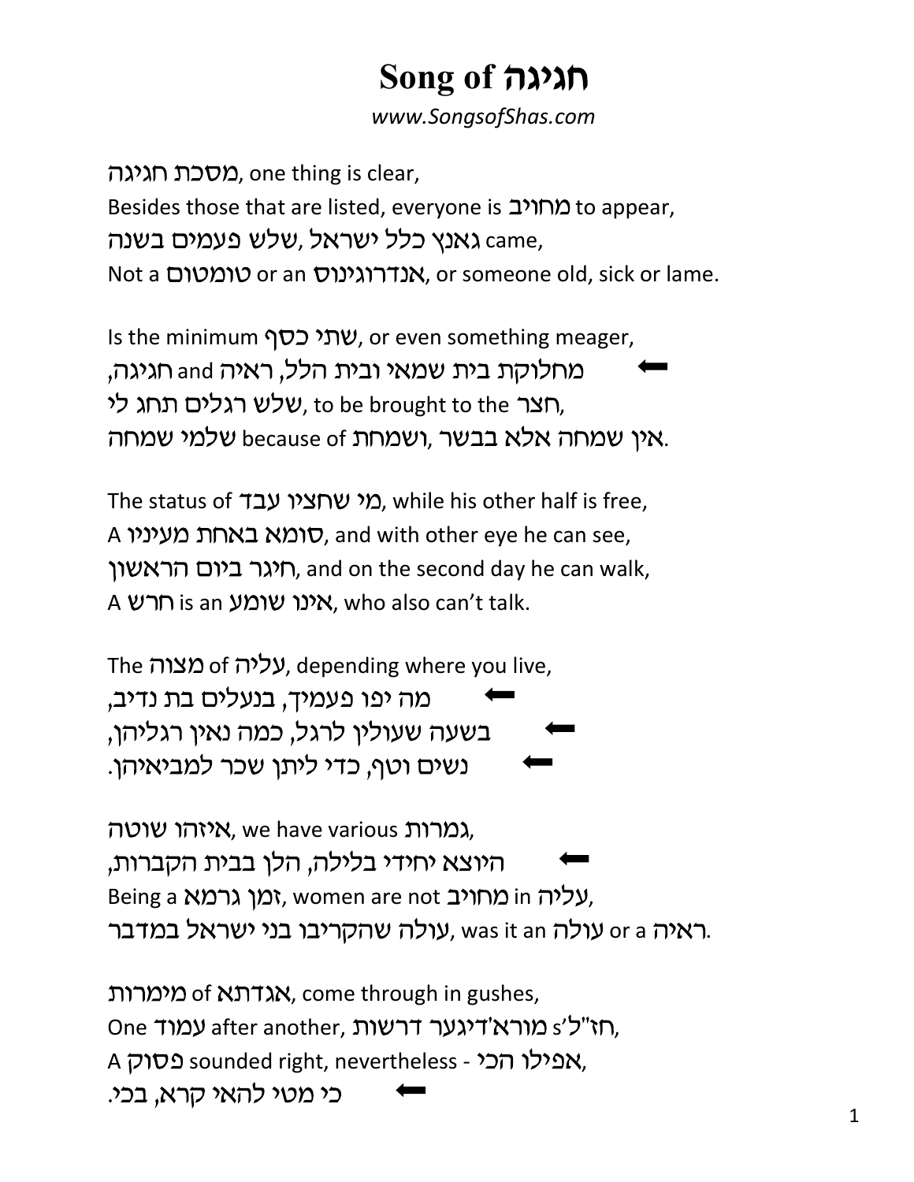# Song of חגיגה

*www.SongsofShas.com*

מסכת חגיגה, one thing is clear,
Besides those that are listed, everyone is מחויב to appear,
גאנץ כלל ישראל, שלש פעמים בשנה came,
Not a טומטום or an אנדרוגינוס, or someone old, sick or lame.

Is the minimum שתי כסף, or even something meager,
⬅ מחלוקת בית שמאי ובית הלל, ראיה and חגיגה,
שלש רגלים תחג לי, to be brought to the חצר,
אין שמחה אלא בבשר, ושמחת שלמי שמחה because of.

The status of מי שחציו עבד, while his other half is free,
A סומא באחת מעיניו, and with other eye he can see,
חיגר ביום הראשון, and on the second day he can walk,
A חרש is an אינו שומע, who also can't talk.

The מצוה of עליה, depending where you live,
⬅ מה יפו פעמיך, בנעלים בת נדיב,
⬅ בשעה שעולין לרגל, כמה נאין רגליהן,
⬅ נשים וטף, כדי ליתן שכר למביאיהן.

איזהו שוטה, we have various גמרות,
⬅ היוצא יחידי בלילה, הלן בבית הקברות,
Being a זמן גרמא, women are not מחויב in עליה,
עולה שהקריבו בני ישראל במדבר, was it an עולה or a ראיה.

מימרות of אגדתא, come through in gushes,
One עמוד after another, חז"ל's מורא'דיגער דרשות,
A פסוק sounded right, nevertheless - אפילו הכי,
⬅ כי מטי להאי קרא, בכי.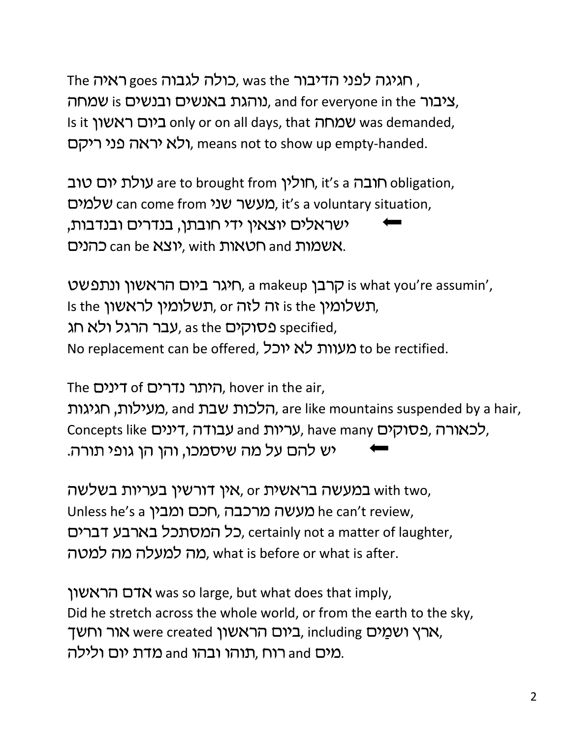The ראיה goes כולה לגבוה, was the חגיגה לפני הדיבור ,
שמחה is נוהגת באנשים ובנשים, and for everyone in the ציבור,
Is it ביום ראשון only or on all days, that שמחה was demanded,
ולא יראה פני ריקם, means not to show up empty-handed.

עולת יום טוב are to brought from חולין, it's a חובה obligation,
שלמים can come from מעשר שני, it's a voluntary situation,
⬅ ישראלים יוצאין ידי חובתן, בנדרים ובנדבות,
כהנים can be יוצא, with חטאות and אשמות.

חיגר ביום הראשון ונתפשט, a makeup קרבן is what you're assumin',
Is the תשלומין לראשון, or זה לזה is the תשלומין,
עבר הרגל ולא חג, as the פסוקים specified,
No replacement can be offered, מעוות לא יוכל to be rectified.

The דינים of היתר נדרים, hover in the air,
מעילות, חגיגות, and הלכות שבת, are like mountains suspended by a hair,
Concepts like דינים, עבודה and עריות, have many פסוקים, לכאורה,
⬅ יש להם על מה שיסמכו, והן הן גופי תורה.

אין דורשין בעריות בשלשה, or במעשה בראשית with two,
Unless he's a חכם ומבין, מעשה מרכבה he can't review,
כל המסתכל בארבע דברים, certainly not a matter of laughter,
מה למעלה מה למטה, what is before or what is after.

אדם הראשון was so large, but what does that imply,
Did he stretch across the whole world, or from the earth to the sky,
אור וחשך were created ביום הראשון, including ארץ ושמַים,
מדת יום ולילה and תוהו ובהו, רוח and מים.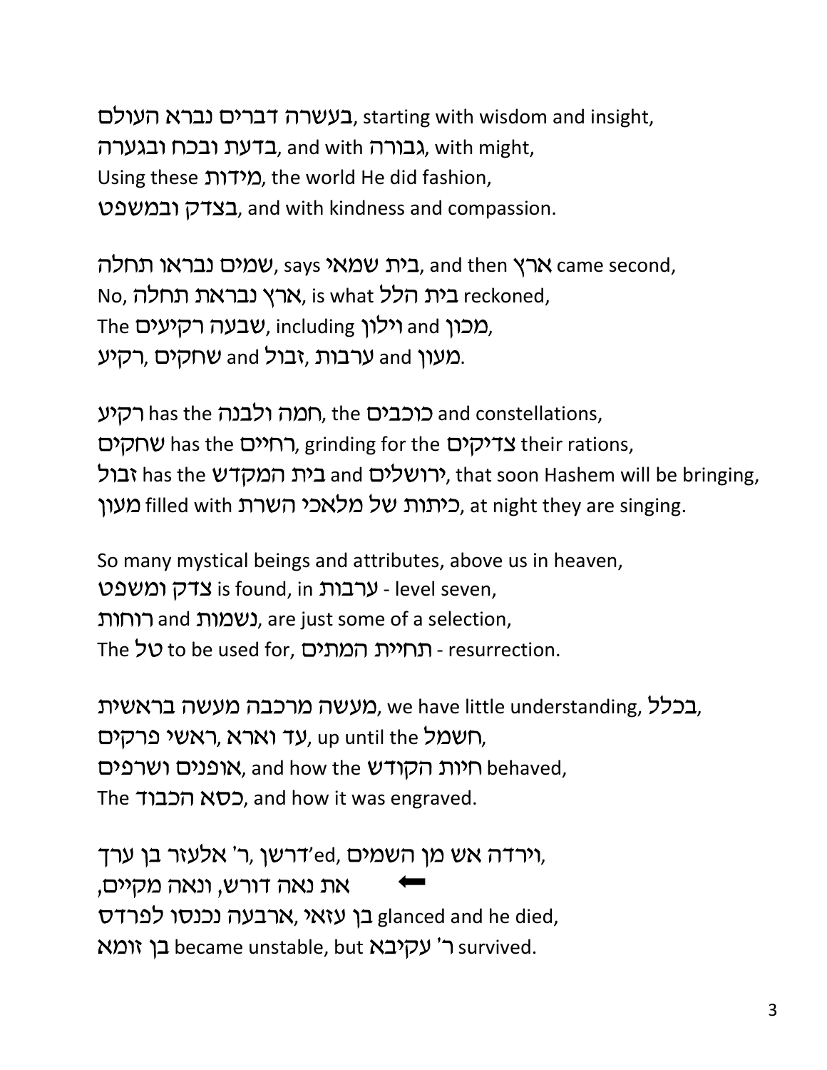בעשרה דברים נברא העולם, starting with wisdom and insight,
בדעת ובכח ובגערה, and with גבורה, with might,
Using these מידות, the world He did fashion,
בצדק ובמשפט, and with kindness and compassion.

שמים נבראו תחלה, says בית שמאי, and then ארץ came second,
No, ארץ נבראת תחלה, is what בית הלל reckoned,
The שבעה רקיעים, including וילון and מכון,
רקיע, שחקים and זבול, ערבות and מעון.

רקיע has the חמה ולבנה, the כוכבים and constellations,
שחקים has the רחיים, grinding for the צדיקים their rations,
זבול has the בית המקדש and ירושלים, that soon Hashem will be bringing,
מעון filled with כיתות של מלאכי השרת, at night they are singing.

So many mystical beings and attributes, above us in heaven,
צדק ומשפט is found, in ערבות - level seven,
רוחות and נשמות, are just some of a selection,
The טל to be used for, תחיית המתים - resurrection.

מעשה מרכבה מעשה בראשית, we have little understanding, בכלל,
עד וארא, ראשי פרקים, up until the חשמל,
אופנים ושרפים, and how the חיות הקודש behaved,
The כסא הכבוד, and how it was engraved.

וירדה אש מן השמים, ר' אלעזר בן ערך, דרשן'ed,
את נאה דורש, ונאה מקיים, ⬅
בן עזאי, ארבעה נכנסו לפרדס glanced and he died,
בן זומא became unstable, but ר' עקיבא survived.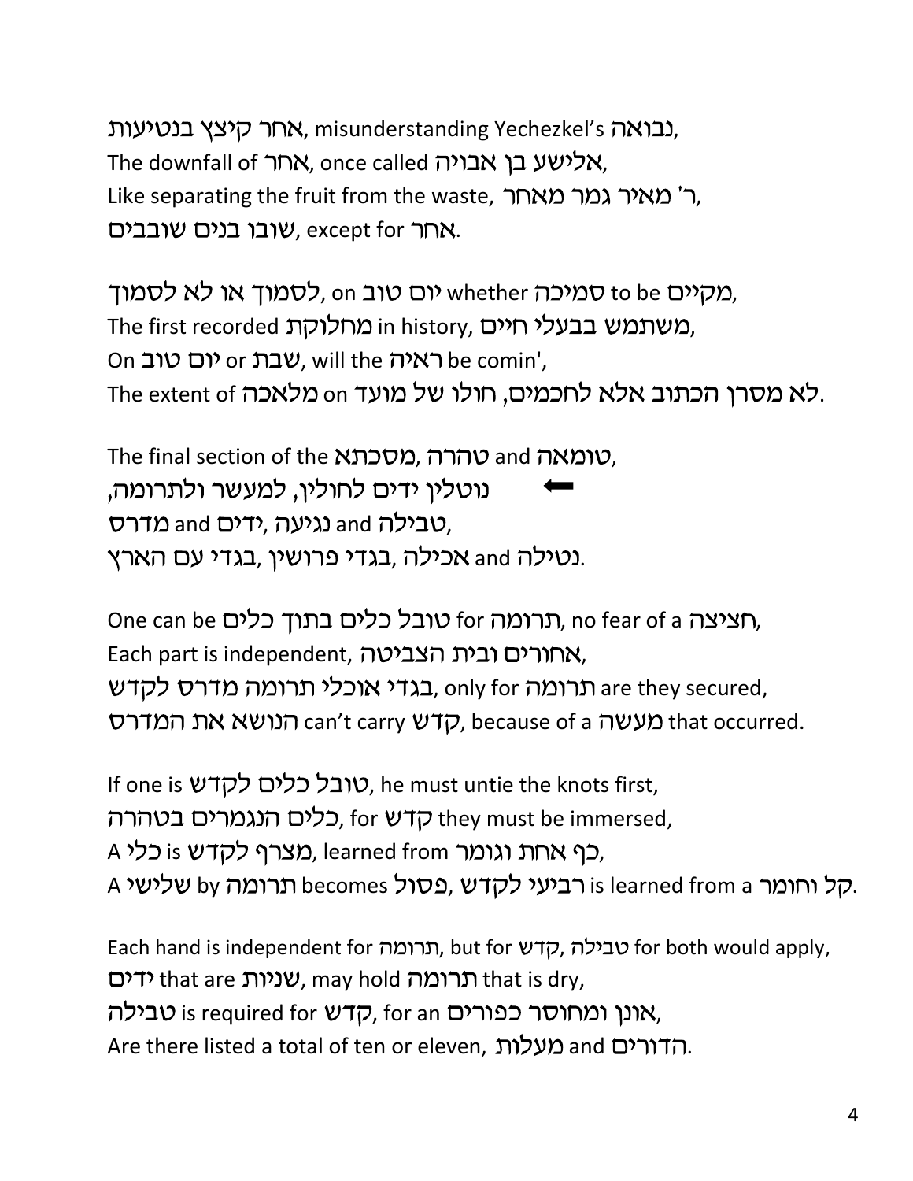אחר קיצץ בנטיעות, misunderstanding Yechezkel's נבואה,
The downfall of אחר, once called אלישע בן אבויה,
Like separating the fruit from the waste, ר' מאיר גמר מאחר,
שובו בנים שובבים, except for אחר.

לסמוך או לא לסמוך, on יום טוב whether סמיכה to be מקיים,
The first recorded מחלוקת in history, משתמש בבעלי חיים,
On יום טוב or שבת, will the ראיה be comin',
The extent of מלאכה on חולו של מועד, לא מסרן הכתוב אלא לחכמים.

The final section of the מסכתא, טהרה and טומאה,
➡ נוטלין ידים לחולין, למעשר ולתרומה,
טבילה and נגיעה, ידים and מדרס,
נטילה and אכילה, בגדי פרושין, בגדי עם הארץ.

One can be טובל כלים בתוך כלים for תרומה, no fear of a חציצה,
Each part is independent, אחורים ובית הצביטה,
בגדי אוכלי תרומה מדרס לקדש, only for תרומה are they secured,
הנושא את המדרס can't carry קדש, because of a מעשה that occurred.

If one is טובל כלים לקדש, he must untie the knots first,
כלים הנגמרים בטהרה, for קדש they must be immersed,
A כלי is מצרף לקדש, learned from כף אחת וגומר,
A שלישי by תרומה becomes רביעי לקדש, פסול is learned from a קל וחומר.

Each hand is independent for תרומה, but for קדש, טבילה for both would apply,
ידים that are שניות, may hold תרומה that is dry,
טבילה is required for קדש, for an אונן ומחוסר כפורים,
Are there listed a total of ten or eleven, מעלות and הדורים.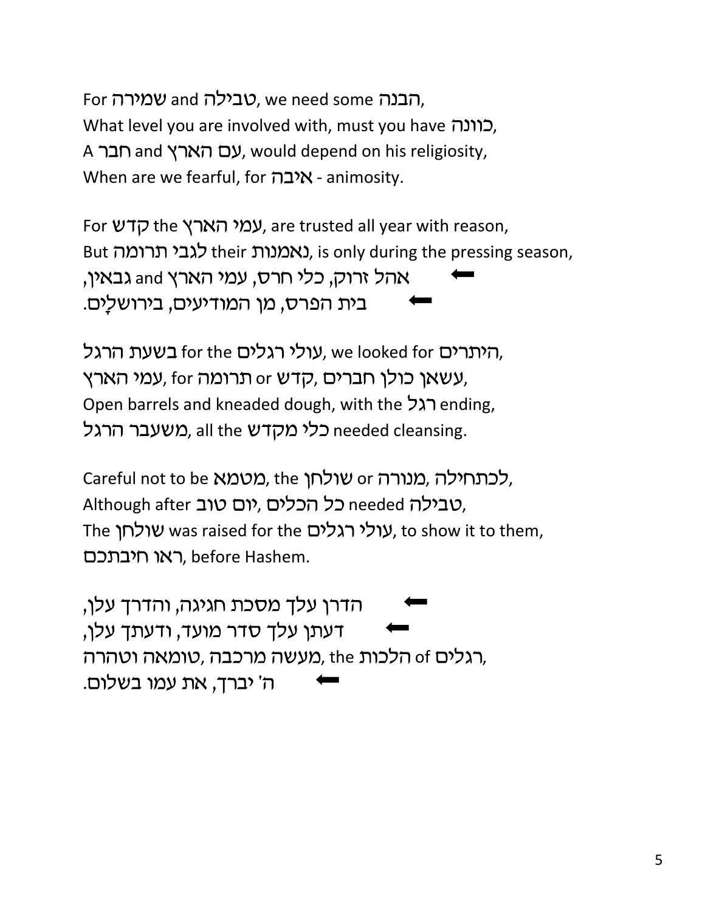For שמירה and טבילה, we need some הבנה,
What level you are involved with, must you have כוונה,
A חבר and עם הארץ, would depend on his religiosity,
When are we fearful, for איבה - animosity.

For קדש the עמי הארץ, are trusted all year with reason,
But לגבי תרומה their נאמנות, is only during the pressing season,
⬅ אהל זרוק, כלי חרס, עמי הארץ and גבאין,
⬅ בית הפרס, מן המודיעים, בירושלַים.

בשעת הרגל for the עולי רגלים, we looked for היתרים,
עמי הארץ, for תרומה or קדש, עשאן כולן חברים,
Open barrels and kneaded dough, with the רגל ending,
משעבר הרגל, all the כלי מקדש needed cleansing.

Careful not to be מטמא, the שולחן or מנורה, לכתחילה,
Although after יום טוב, כל הכלים needed טבילה,
The שולחן was raised for the עולי רגלים, to show it to them,
ראו חיבתכם, before Hashem.

⬅ הדרן עלך מסכת חגיגה, והדרך עלן,
⬅ דעתן עלך סדר מועד, ודעתך עלן,
מעשה מרכבה, טומאה וטהרה, the הלכות of רגלים,
⬅ ה' יברך, את עמו בשלום.